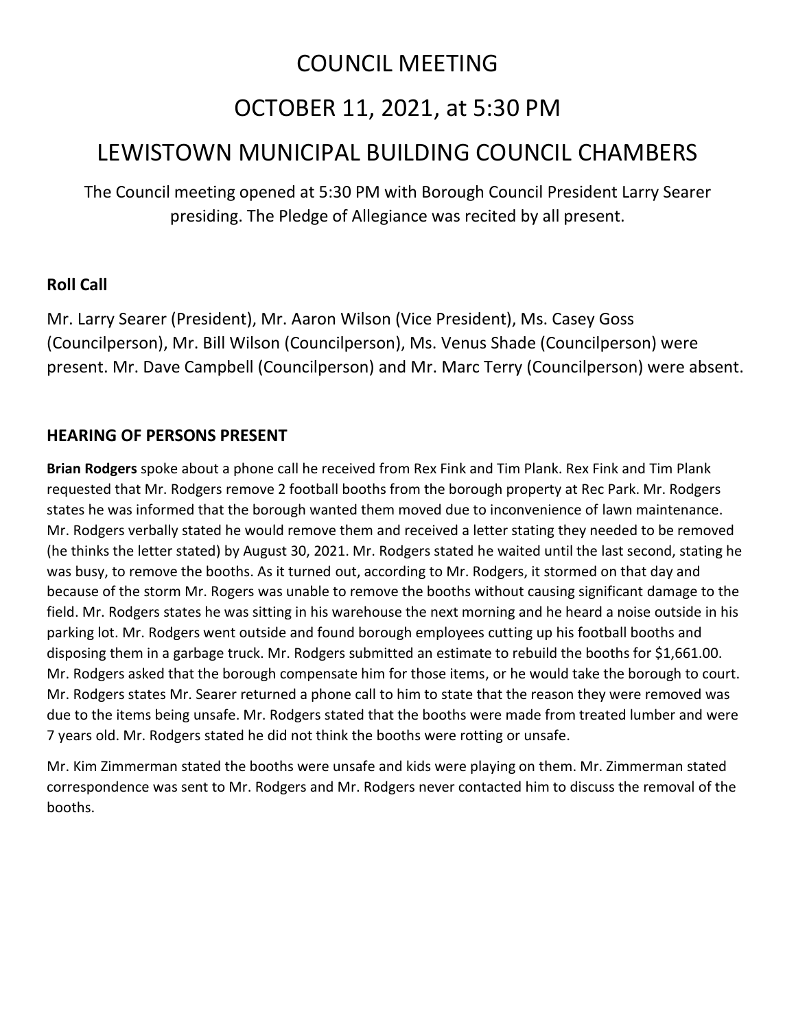# COUNCIL MEETING

# OCTOBER 11, 2021, at 5:30 PM

# LEWISTOWN MUNICIPAL BUILDING COUNCIL CHAMBERS

The Council meeting opened at 5:30 PM with Borough Council President Larry Searer presiding. The Pledge of Allegiance was recited by all present.

### Roll Call

Mr. Larry Searer (President), Mr. Aaron Wilson (Vice President), Ms. Casey Goss (Councilperson), Mr. Bill Wilson (Councilperson), Ms. Venus Shade (Councilperson) were present. Mr. Dave Campbell (Councilperson) and Mr. Marc Terry (Councilperson) were absent.

## HEARING OF PERSONS PRESENT

**Brian Rodgers** spoke about a phone call he received from Rex Fink and Tim Plank. Rex Fink and Tim Plank requested that Mr. Rodgers remove 2 football booths from the borough property at Rec Park. Mr. Rodgers states he was informed that the borough wanted them moved due to inconvenience of lawn maintenance. Mr. Rodgers verbally stated he would remove them and received a letter stating they needed to be removed (he thinks the letter stated) by August 30, 2021. Mr. Rodgers stated he waited until the last second, stating he was busy, to remove the booths. As it turned out, according to Mr. Rodgers, it stormed on that day and because of the storm Mr. Rogers was unable to remove the booths without causing significant damage to the field. Mr. Rodgers states he was sitting in his warehouse the next morning and he heard a noise outside in his parking lot. Mr. Rodgers went outside and found borough employees cutting up his football booths and disposing them in a garbage truck. Mr. Rodgers submitted an estimate to rebuild the booths for $1,661.00. Mr. Rodgers asked that the borough compensate him for those items, or he would take the borough to court. Mr. Rodgers states Mr. Searer returned a phone call to him to state that the reason they were removed was due to the items being unsafe. Mr. Rodgers stated that the booths were made from treated lumber and were 7 years old. Mr. Rodgers stated he did not think the booths were rotting or unsafe.

Mr. Kim Zimmerman stated the booths were unsafe and kids were playing on them. Mr. Zimmerman stated correspondence was sent to Mr. Rodgers and Mr. Rodgers never contacted him to discuss the removal of the booths.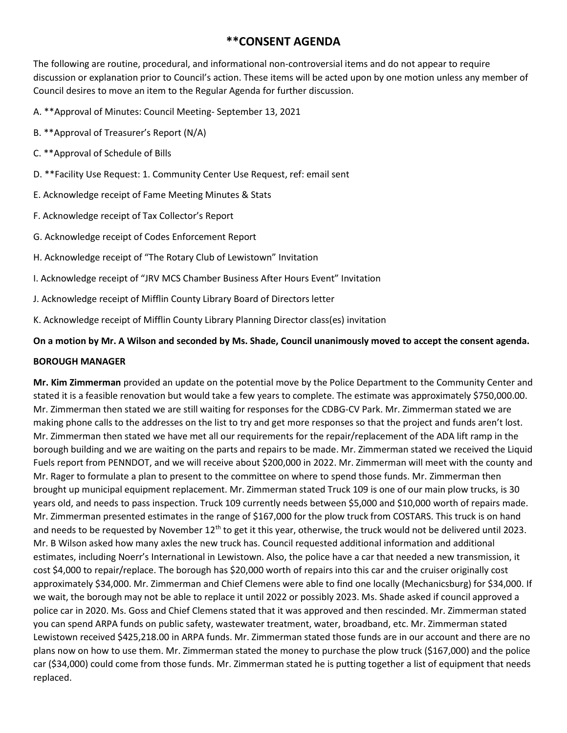## **CONSENT AGENDA

The following are routine, procedural, and informational non-controversial items and do not appear to require discussion or explanation prior to Council's action. These items will be acted upon by one motion unless any member of Council desires to move an item to the Regular Agenda for further discussion.

A. **Approval of Minutes: Council Meeting- September 13, 2021

B. **Approval of Treasurer's Report (N/A)

C. **Approval of Schedule of Bills

D. **Facility Use Request: 1. Community Center Use Request, ref: email sent

E. Acknowledge receipt of Fame Meeting Minutes & Stats

F. Acknowledge receipt of Tax Collector's Report

G. Acknowledge receipt of Codes Enforcement Report

H. Acknowledge receipt of "The Rotary Club of Lewistown" Invitation

I. Acknowledge receipt of "JRV MCS Chamber Business After Hours Event" Invitation

J. Acknowledge receipt of Mifflin County Library Board of Directors letter

K. Acknowledge receipt of Mifflin County Library Planning Director class(es) invitation

**On a motion by Mr. A Wilson and seconded by Ms. Shade, Council unanimously moved to accept the consent agenda.**

**BOROUGH MANAGER**

**Mr. Kim Zimmerman** provided an update on the potential move by the Police Department to the Community Center and stated it is a feasible renovation but would take a few years to complete. The estimate was approximately $750,000.00. Mr. Zimmerman then stated we are still waiting for responses for the CDBG-CV Park. Mr. Zimmerman stated we are making phone calls to the addresses on the list to try and get more responses so that the project and funds aren't lost. Mr. Zimmerman then stated we have met all our requirements for the repair/replacement of the ADA lift ramp in the borough building and we are waiting on the parts and repairs to be made. Mr. Zimmerman stated we received the Liquid Fuels report from PENNDOT, and we will receive about $200,000 in 2022. Mr. Zimmerman will meet with the county and Mr. Rager to formulate a plan to present to the committee on where to spend those funds. Mr. Zimmerman then brought up municipal equipment replacement. Mr. Zimmerman stated Truck 109 is one of our main plow trucks, is 30 years old, and needs to pass inspection. Truck 109 currently needs between $5,000 and $10,000 worth of repairs made. Mr. Zimmerman presented estimates in the range of $167,000 for the plow truck from COSTARS. This truck is on hand and needs to be requested by November 12th to get it this year, otherwise, the truck would not be delivered until 2023. Mr. B Wilson asked how many axles the new truck has. Council requested additional information and additional estimates, including Noerr's International in Lewistown. Also, the police have a car that needed a new transmission, it cost $4,000 to repair/replace. The borough has $20,000 worth of repairs into this car and the cruiser originally cost approximately $34,000. Mr. Zimmerman and Chief Clemens were able to find one locally (Mechanicsburg) for $34,000. If we wait, the borough may not be able to replace it until 2022 or possibly 2023. Ms. Shade asked if council approved a police car in 2020. Ms. Goss and Chief Clemens stated that it was approved and then rescinded. Mr. Zimmerman stated you can spend ARPA funds on public safety, wastewater treatment, water, broadband, etc. Mr. Zimmerman stated Lewistown received $425,218.00 in ARPA funds. Mr. Zimmerman stated those funds are in our account and there are no plans now on how to use them. Mr. Zimmerman stated the money to purchase the plow truck ($167,000) and the police car ($34,000) could come from those funds. Mr. Zimmerman stated he is putting together a list of equipment that needs replaced.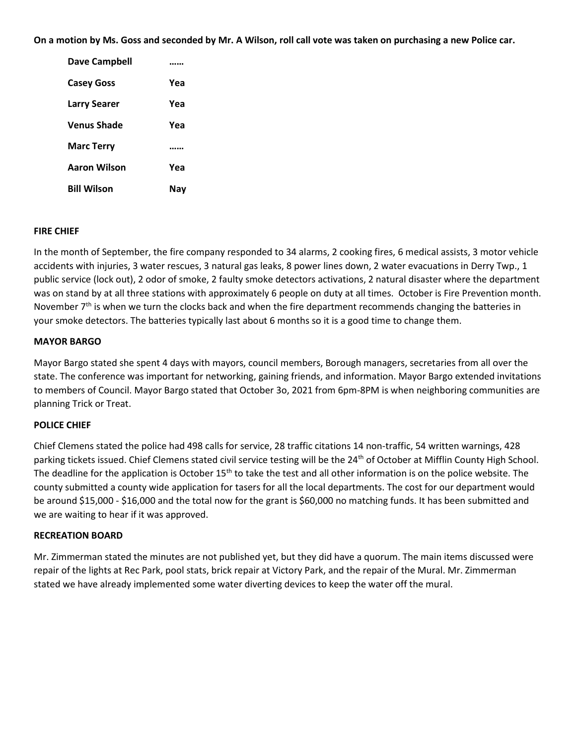**On a motion by Ms. Goss and seconded by Mr. A Wilson, roll call vote was taken on purchasing a new Police car.**

| | |
|---|---|
| **Dave Campbell** | **……** |
| **Casey Goss** | **Yea** |
| **Larry Searer** | **Yea** |
| **Venus Shade** | **Yea** |
| **Marc Terry** | **……** |
| **Aaron Wilson** | **Yea** |
| **Bill Wilson** | **Nay** |

**FIRE CHIEF**

In the month of September, the fire company responded to 34 alarms, 2 cooking fires, 6 medical assists, 3 motor vehicle accidents with injuries, 3 water rescues, 3 natural gas leaks, 8 power lines down, 2 water evacuations in Derry Twp., 1 public service (lock out), 2 odor of smoke, 2 faulty smoke detectors activations, 2 natural disaster where the department was on stand by at all three stations with approximately 6 people on duty at all times. October is Fire Prevention month. November 7th is when we turn the clocks back and when the fire department recommends changing the batteries in your smoke detectors. The batteries typically last about 6 months so it is a good time to change them.

**MAYOR BARGO**

Mayor Bargo stated she spent 4 days with mayors, council members, Borough managers, secretaries from all over the state. The conference was important for networking, gaining friends, and information. Mayor Bargo extended invitations to members of Council. Mayor Bargo stated that October 3o, 2021 from 6pm-8PM is when neighboring communities are planning Trick or Treat.

**POLICE CHIEF**

Chief Clemens stated the police had 498 calls for service, 28 traffic citations 14 non-traffic, 54 written warnings, 428 parking tickets issued. Chief Clemens stated civil service testing will be the 24th of October at Mifflin County High School. The deadline for the application is October 15th to take the test and all other information is on the police website. The county submitted a county wide application for tasers for all the local departments. The cost for our department would be around $15,000 - $16,000 and the total now for the grant is $60,000 no matching funds. It has been submitted and we are waiting to hear if it was approved.

**RECREATION BOARD**

Mr. Zimmerman stated the minutes are not published yet, but they did have a quorum. The main items discussed were repair of the lights at Rec Park, pool stats, brick repair at Victory Park, and the repair of the Mural. Mr. Zimmerman stated we have already implemented some water diverting devices to keep the water off the mural.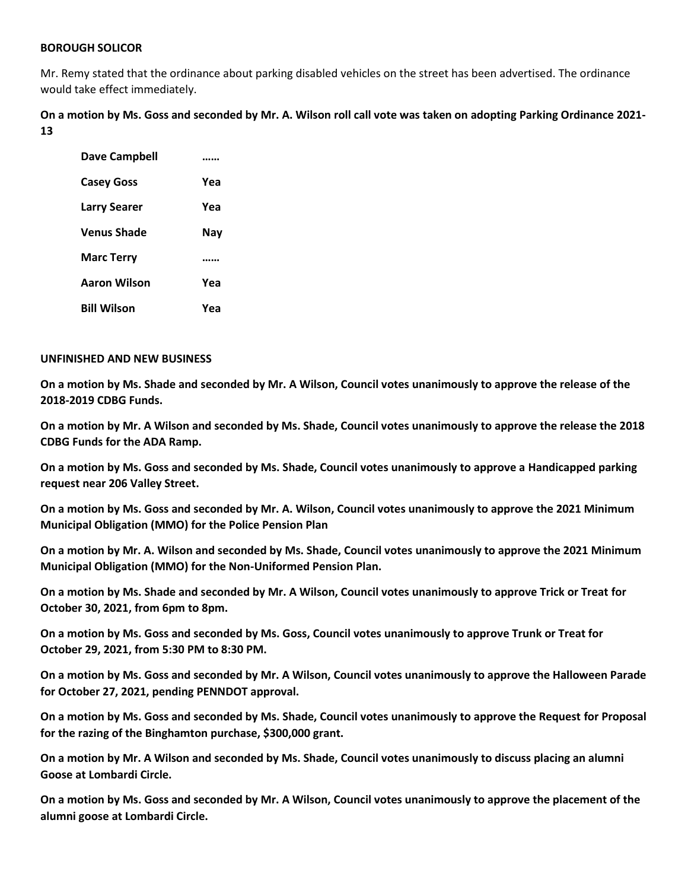**BOROUGH SOLICOR**

Mr. Remy stated that the ordinance about parking disabled vehicles on the street has been advertised. The ordinance would take effect immediately.

**On a motion by Ms. Goss and seconded by Mr. A. Wilson roll call vote was taken on adopting Parking Ordinance 2021-13**

| | |
|---|---|
| **Dave Campbell** | **……** |
| **Casey Goss** | **Yea** |
| **Larry Searer** | **Yea** |
| **Venus Shade** | **Nay** |
| **Marc Terry** | **……** |
| **Aaron Wilson** | **Yea** |
| **Bill Wilson** | **Yea** |

**UNFINISHED AND NEW BUSINESS**

**On a motion by Ms. Shade and seconded by Mr. A Wilson, Council votes unanimously to approve the release of the 2018-2019 CDBG Funds.**

**On a motion by Mr. A Wilson and seconded by Ms. Shade, Council votes unanimously to approve the release the 2018 CDBG Funds for the ADA Ramp.**

**On a motion by Ms. Goss and seconded by Ms. Shade, Council votes unanimously to approve a Handicapped parking request near 206 Valley Street.**

**On a motion by Ms. Goss and seconded by Mr. A. Wilson, Council votes unanimously to approve the 2021 Minimum Municipal Obligation (MMO) for the Police Pension Plan**

**On a motion by Mr. A. Wilson and seconded by Ms. Shade, Council votes unanimously to approve the 2021 Minimum Municipal Obligation (MMO) for the Non-Uniformed Pension Plan.**

**On a motion by Ms. Shade and seconded by Mr. A Wilson, Council votes unanimously to approve Trick or Treat for October 30, 2021, from 6pm to 8pm.**

**On a motion by Ms. Goss and seconded by Ms. Goss, Council votes unanimously to approve Trunk or Treat for October 29, 2021, from 5:30 PM to 8:30 PM.**

**On a motion by Ms. Goss and seconded by Mr. A Wilson, Council votes unanimously to approve the Halloween Parade for October 27, 2021, pending PENNDOT approval.**

**On a motion by Ms. Goss and seconded by Ms. Shade, Council votes unanimously to approve the Request for Proposal for the razing of the Binghamton purchase, $300,000 grant.**

**On a motion by Mr. A Wilson and seconded by Ms. Shade, Council votes unanimously to discuss placing an alumni Goose at Lombardi Circle.**

**On a motion by Ms. Goss and seconded by Mr. A Wilson, Council votes unanimously to approve the placement of the alumni goose at Lombardi Circle.**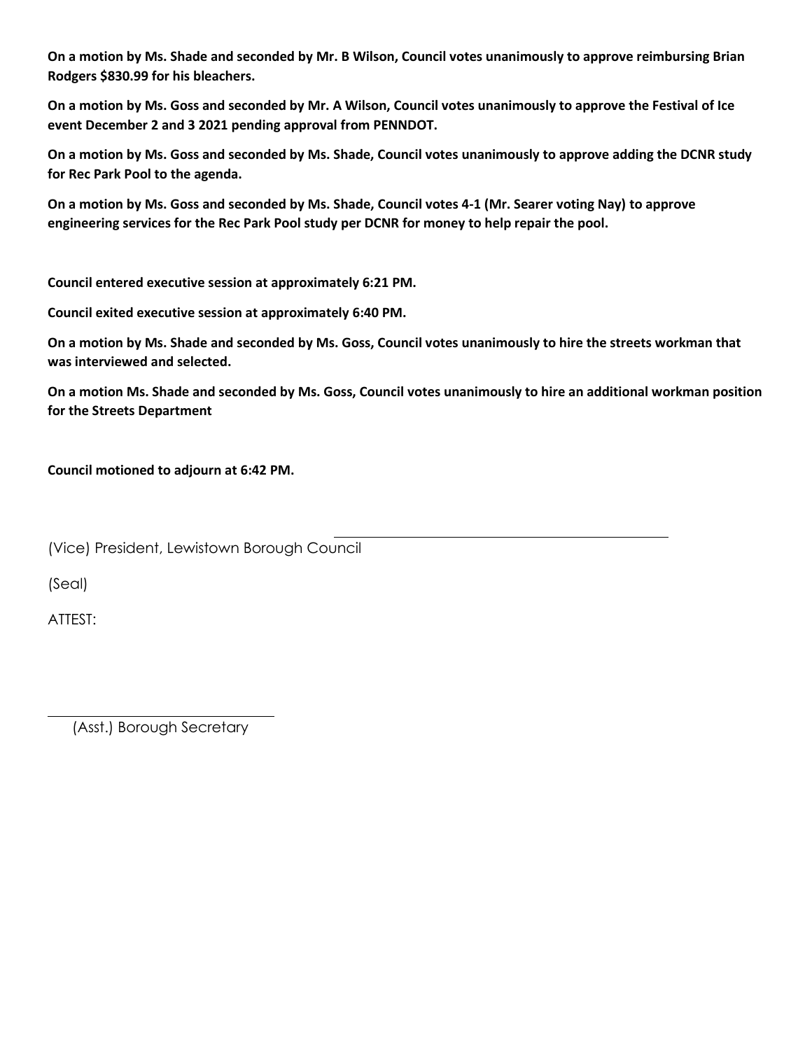**On a motion by Ms. Shade and seconded by Mr. B Wilson, Council votes unanimously to approve reimbursing Brian Rodgers $830.99 for his bleachers.**

**On a motion by Ms. Goss and seconded by Mr. A Wilson, Council votes unanimously to approve the Festival of Ice event December 2 and 3 2021 pending approval from PENNDOT.**

**On a motion by Ms. Goss and seconded by Ms. Shade, Council votes unanimously to approve adding the DCNR study for Rec Park Pool to the agenda.**

**On a motion by Ms. Goss and seconded by Ms. Shade, Council votes 4-1 (Mr. Searer voting Nay) to approve engineering services for the Rec Park Pool study per DCNR for money to help repair the pool.**

**Council entered executive session at approximately 6:21 PM.**

**Council exited executive session at approximately 6:40 PM.**

**On a motion by Ms. Shade and seconded by Ms. Goss, Council votes unanimously to hire the streets workman that was interviewed and selected.**

**On a motion Ms. Shade and seconded by Ms. Goss, Council votes unanimously to hire an additional workman position for the Streets Department**

**Council motioned to adjourn at 6:42 PM.**

\_\_\_\_\_\_\_\_\_\_\_\_\_\_\_\_\_\_\_\_\_\_\_\_\_\_\_\_\_\_\_\_\_\_\_\_\_\_\_\_

(Vice) President, Lewistown Borough Council

(Seal)

ATTEST:

\_\_\_\_\_\_\_\_\_\_\_\_\_\_\_\_\_\_\_\_\_\_\_\_\_\_\_\_\_\_

(Asst.) Borough Secretary